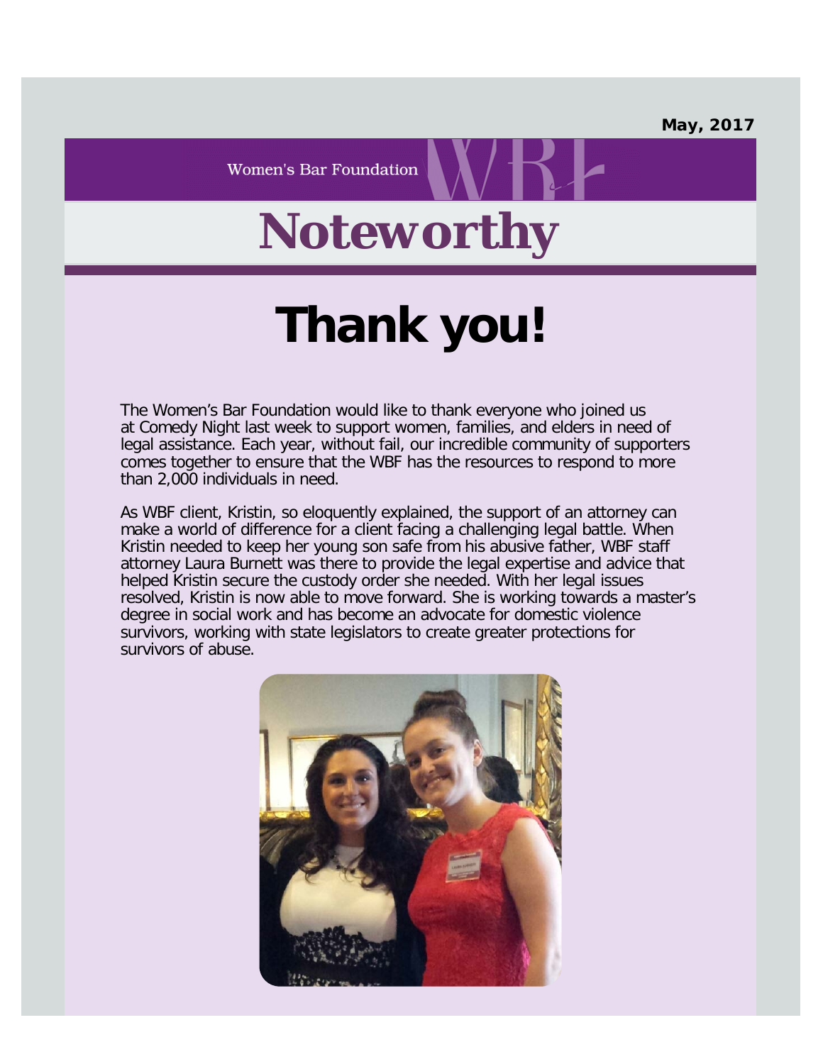May, 2017

Women's Bar Foundation

# Noteworthy

# Thank you!

The Women's Bar Foundation would like to thank everyone who joined us at Comedy Night last week to support women, families, and elders in need of legal assistance. Each year, without fail, our incredible community of supporters comes together to ensure that the WBF has the resources to respond to more than 2,000 individuals in need.

As WBF client, Kristin, so eloquently explained, the support of an attorney can make a world of difference for a client facing a challenging legal battle. When Kristin needed to keep her young son safe from his abusive father, WBF staff attorney Laura Burnett was there to provide the legal expertise and advice that helped Kristin secure the custody order she needed. With her legal issues resolved, Kristin is now able to move forward. She is working towards a master's degree in social work and has become an advocate for domestic violence survivors, working with state legislators to create greater protections for survivors of abuse.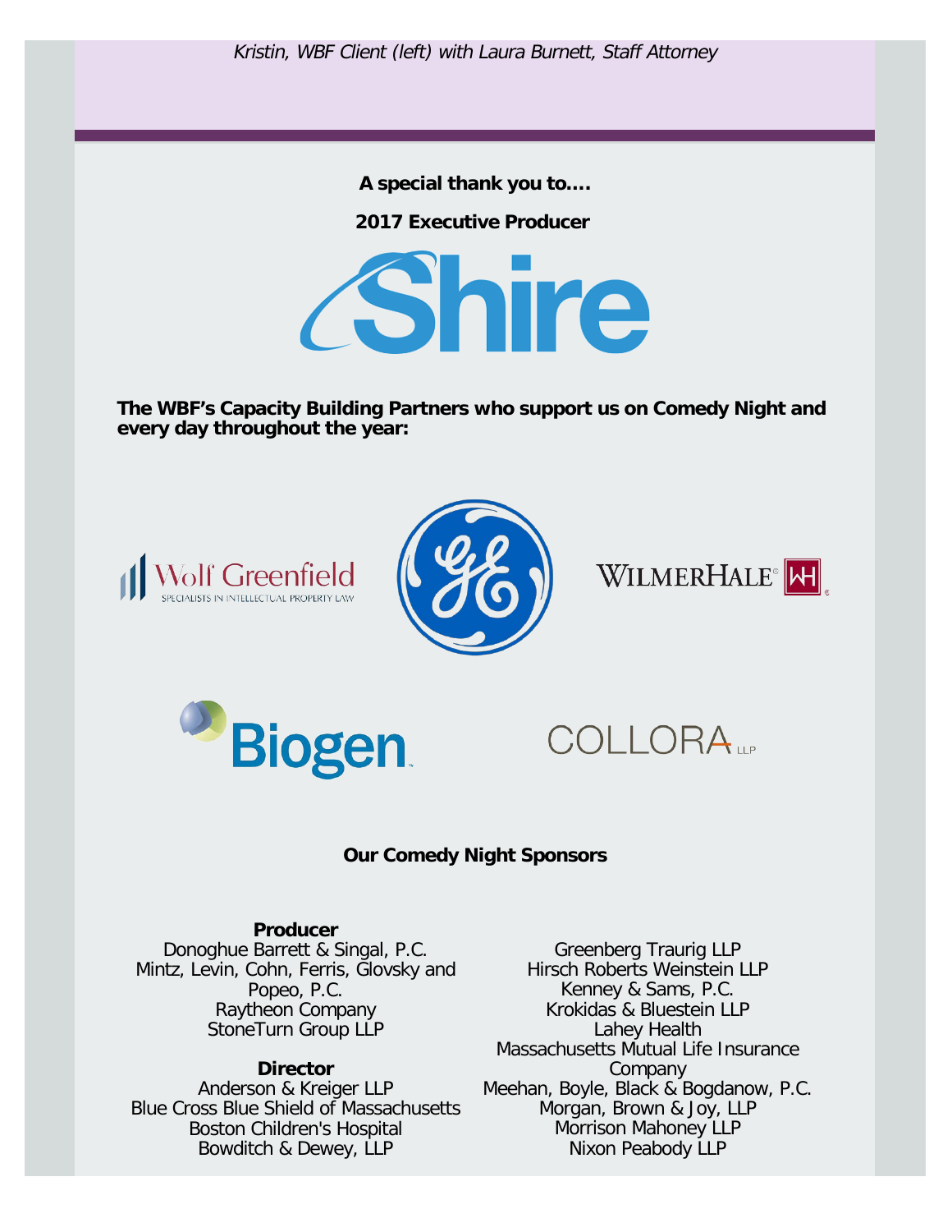*Kristin, WBF Client (left) with Laura Burnett, Staff Attorney*

**A special thank you to....**

**2017 Executive Producer**

Shire

**The WBF's Capacity Building Partners who support us on Comedy Night and every day throughout the year:**

Wolf Greenfield
SPECIALISTS IN INTELLECTUAL PROPERTY LAW

GE

WILMERHALE

Biogen

COLLORA LLP

**Our Comedy Night Sponsors**

**Producer**

Donoghue Barrett & Singal, P.C.
Mintz, Levin, Cohn, Ferris, Glovsky and Popeo, P.C.
Raytheon Company
StoneTurn Group LLP

**Director**

Anderson & Kreiger LLP
Blue Cross Blue Shield of Massachusetts
Boston Children's Hospital
Bowditch & Dewey, LLP
Greenberg Traurig LLP
Hirsch Roberts Weinstein LLP
Kenney & Sams, P.C.
Krokidas & Bluestein LLP
Lahey Health
Massachusetts Mutual Life Insurance Company
Meehan, Boyle, Black & Bogdanow, P.C.
Morgan, Brown & Joy, LLP
Morrison Mahoney LLP
Nixon Peabody LLP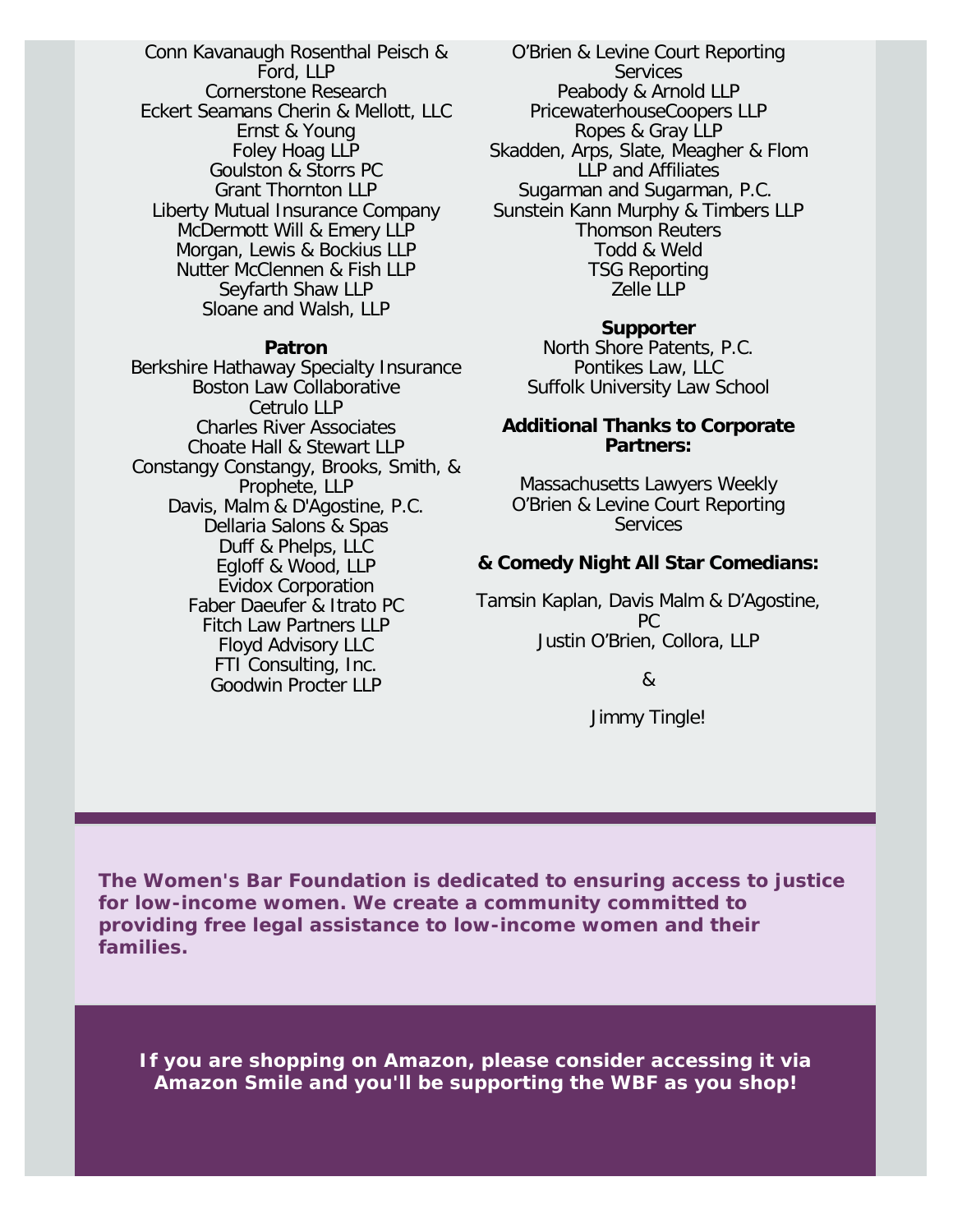Conn Kavanaugh Rosenthal Peisch & Ford, LLP
Cornerstone Research
Eckert Seamans Cherin & Mellott, LLC
Ernst & Young
Foley Hoag LLP
Goulston & Storrs PC
Grant Thornton LLP
Liberty Mutual Insurance Company
McDermott Will & Emery LLP
Morgan, Lewis & Bockius LLP
Nutter McClennen & Fish LLP
Seyfarth Shaw LLP
Sloane and Walsh, LLP

**Patron**

Berkshire Hathaway Specialty Insurance
Boston Law Collaborative
Cetrulo LLP
Charles River Associates
Choate Hall & Stewart LLP
Constangy Constangy, Brooks, Smith, & Prophete, LLP
Davis, Malm & D'Agostine, P.C.
Dellaria Salons & Spas
Duff & Phelps, LLC
Egloff & Wood, LLP
Evidox Corporation
Faber Daeufer & Itrato PC
Fitch Law Partners LLP
Floyd Advisory LLC
FTI Consulting, Inc.
Goodwin Procter LLP
O'Brien & Levine Court Reporting Services
Peabody & Arnold LLP
PricewaterhouseCoopers LLP
Ropes & Gray LLP
Skadden, Arps, Slate, Meagher & Flom LLP and Affiliates
Sugarman and Sugarman, P.C.
Sunstein Kann Murphy & Timbers LLP
Thomson Reuters
Todd & Weld
TSG Reporting
Zelle LLP

**Supporter**

North Shore Patents, P.C.
Pontikes Law, LLC
Suffolk University Law School

**Additional Thanks to Corporate Partners:**

Massachusetts Lawyers Weekly
O'Brien & Levine Court Reporting Services

**& Comedy Night All Star Comedians:**

Tamsin Kaplan, Davis Malm & D'Agostine, PC
Justin O'Brien, Collora, LLP

&

Jimmy Tingle!

**The Women's Bar Foundation is dedicated to ensuring access to justice for low-income women. We create a community committed to providing free legal assistance to low-income women and their families.**

**If you are shopping on Amazon, please consider accessing it via Amazon Smile and you'll be supporting the WBF as you shop!**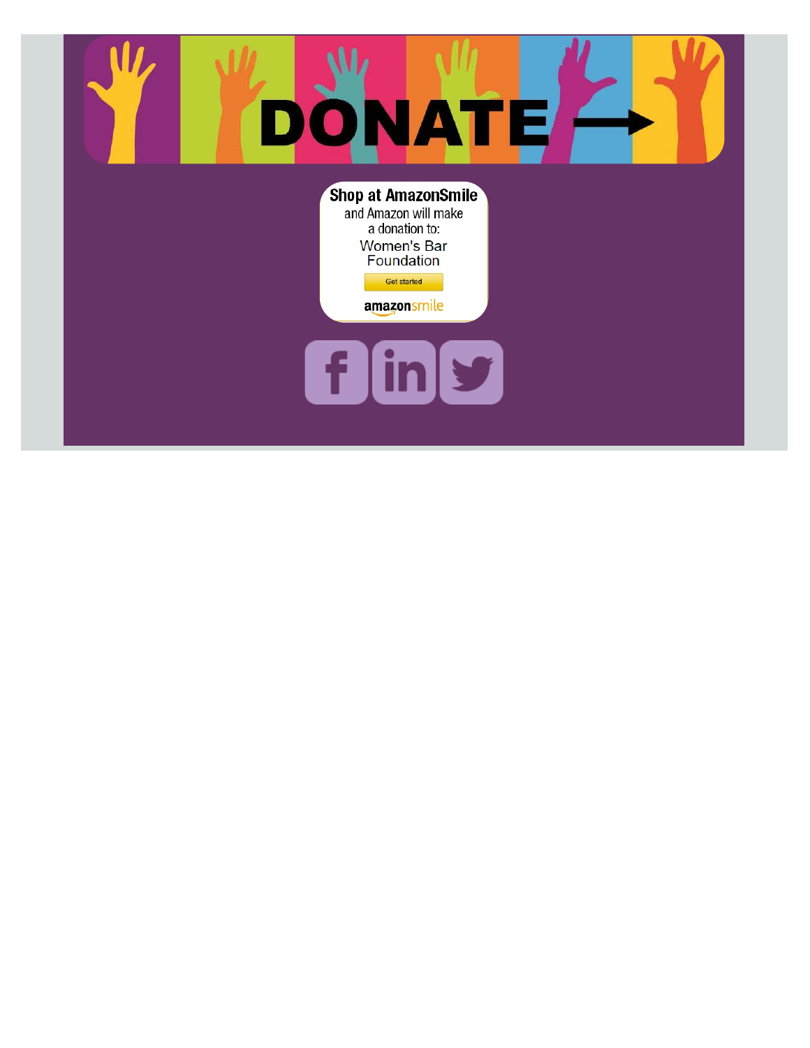DONATE →

Shop at AmazonSmile

and Amazon will make a donation to:

Women's Bar Foundation

Get started

amazonsmile